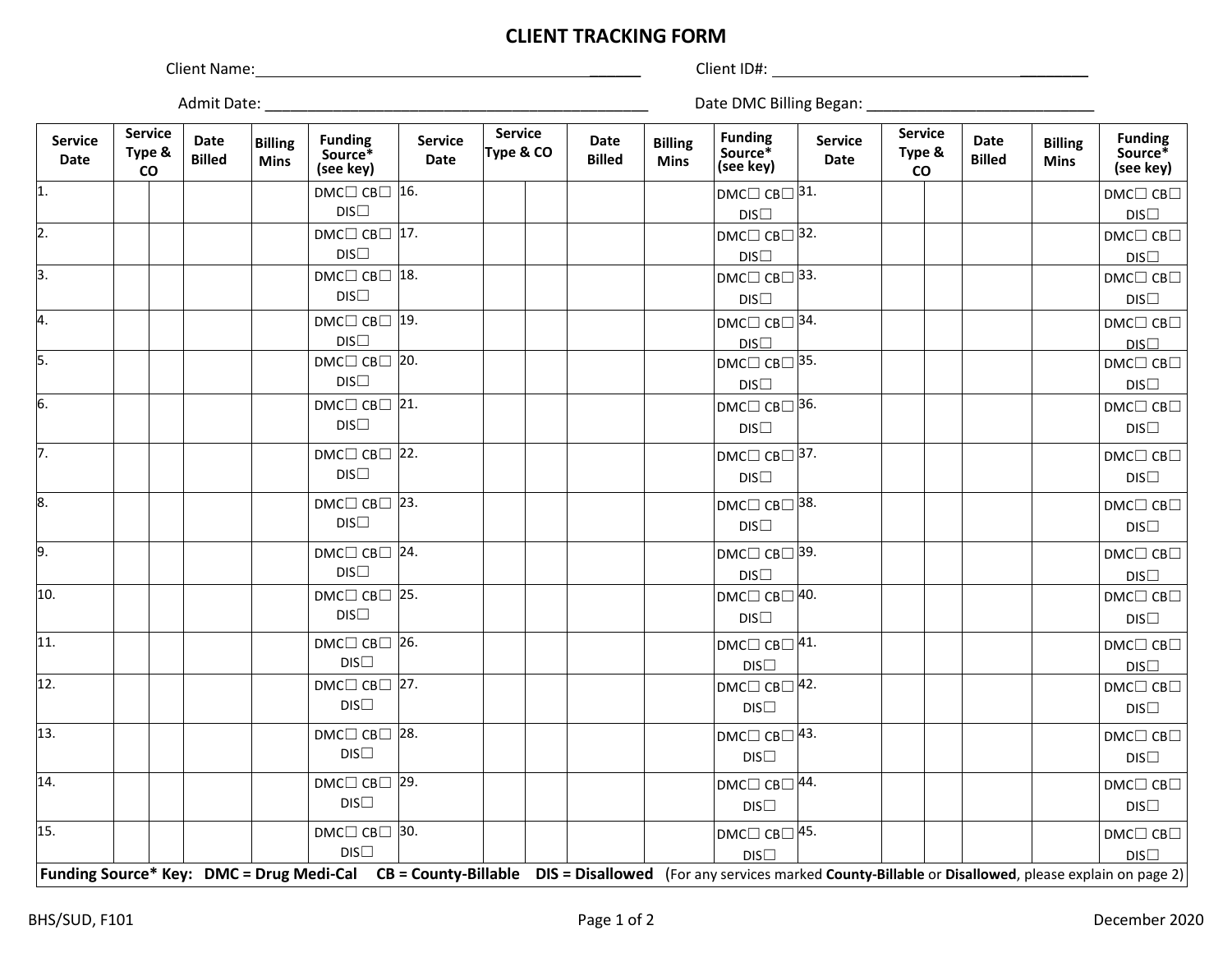# CLIENT TRACKING FORM

Client Name:_______________________________________________ Client ID#: _______________________________________

Admit Date: _______________________________________________ Date DMC Billing Began: ___________________________

| Service Date | Service Type & CO | | Date Billed | Billing Mins | Funding Source* (see key) | Service Date | Service Type & CO | | Date Billed | Billing Mins | Funding Source* (see key) | Service Date | Service Type & CO | | Date Billed | Billing Mins | Funding Source* (see key) |
|---|---|---|---|---|---|---|---|---|---|---|---|---|---|---|---|---|---|
| 1. | | | | | DMC☐ CB☐ DIS☐ | 16. | | | | | DMC☐ CB☐ DIS☐ | 31. | | | | | DMC☐ CB☐ DIS☐ |
| 2. | | | | | DMC☐ CB☐ DIS☐ | 17. | | | | | DMC☐ CB☐ DIS☐ | 32. | | | | | DMC☐ CB☐ DIS☐ |
| 3. | | | | | DMC☐ CB☐ DIS☐ | 18. | | | | | DMC☐ CB☐ DIS☐ | 33. | | | | | DMC☐ CB☐ DIS☐ |
| 4. | | | | | DMC☐ CB☐ DIS☐ | 19. | | | | | DMC☐ CB☐ DIS☐ | 34. | | | | | DMC☐ CB☐ DIS☐ |
| 5. | | | | | DMC☐ CB☐ DIS☐ | 20. | | | | | DMC☐ CB☐ DIS☐ | 35. | | | | | DMC☐ CB☐ DIS☐ |
| 6. | | | | | DMC☐ CB☐ DIS☐ | 21. | | | | | DMC☐ CB☐ DIS☐ | 36. | | | | | DMC☐ CB☐ DIS☐ |
| 7. | | | | | DMC☐ CB☐ DIS☐ | 22. | | | | | DMC☐ CB☐ DIS☐ | 37. | | | | | DMC☐ CB☐ DIS☐ |
| 8. | | | | | DMC☐ CB☐ DIS☐ | 23. | | | | | DMC☐ CB☐ DIS☐ | 38. | | | | | DMC☐ CB☐ DIS☐ |
| 9. | | | | | DMC☐ CB☐ DIS☐ | 24. | | | | | DMC☐ CB☐ DIS☐ | 39. | | | | | DMC☐ CB☐ DIS☐ |
| 10. | | | | | DMC☐ CB☐ DIS☐ | 25. | | | | | DMC☐ CB☐ DIS☐ | 40. | | | | | DMC☐ CB☐ DIS☐ |
| 11. | | | | | DMC☐ CB☐ DIS☐ | 26. | | | | | DMC☐ CB☐ DIS☐ | 41. | | | | | DMC☐ CB☐ DIS☐ |
| 12. | | | | | DMC☐ CB☐ DIS☐ | 27. | | | | | DMC☐ CB☐ DIS☐ | 42. | | | | | DMC☐ CB☐ DIS☐ |
| 13. | | | | | DMC☐ CB☐ DIS☐ | 28. | | | | | DMC☐ CB☐ DIS☐ | 43. | | | | | DMC☐ CB☐ DIS☐ |
| 14. | | | | | DMC☐ CB☐ DIS☐ | 29. | | | | | DMC☐ CB☐ DIS☐ | 44. | | | | | DMC☐ CB☐ DIS☐ |
| 15. | | | | | DMC☐ CB☐ DIS☐ | 30. | | | | | DMC☐ CB☐ DIS☐ | 45. | | | | | DMC☐ CB☐ DIS☐ |

**Funding Source* Key: DMC = Drug Medi-Cal CB = County-Billable DIS = Disallowed** (For any services marked **County-Billable** or **Disallowed**, please explain on page 2)

BHS/SUD, F101 December 2020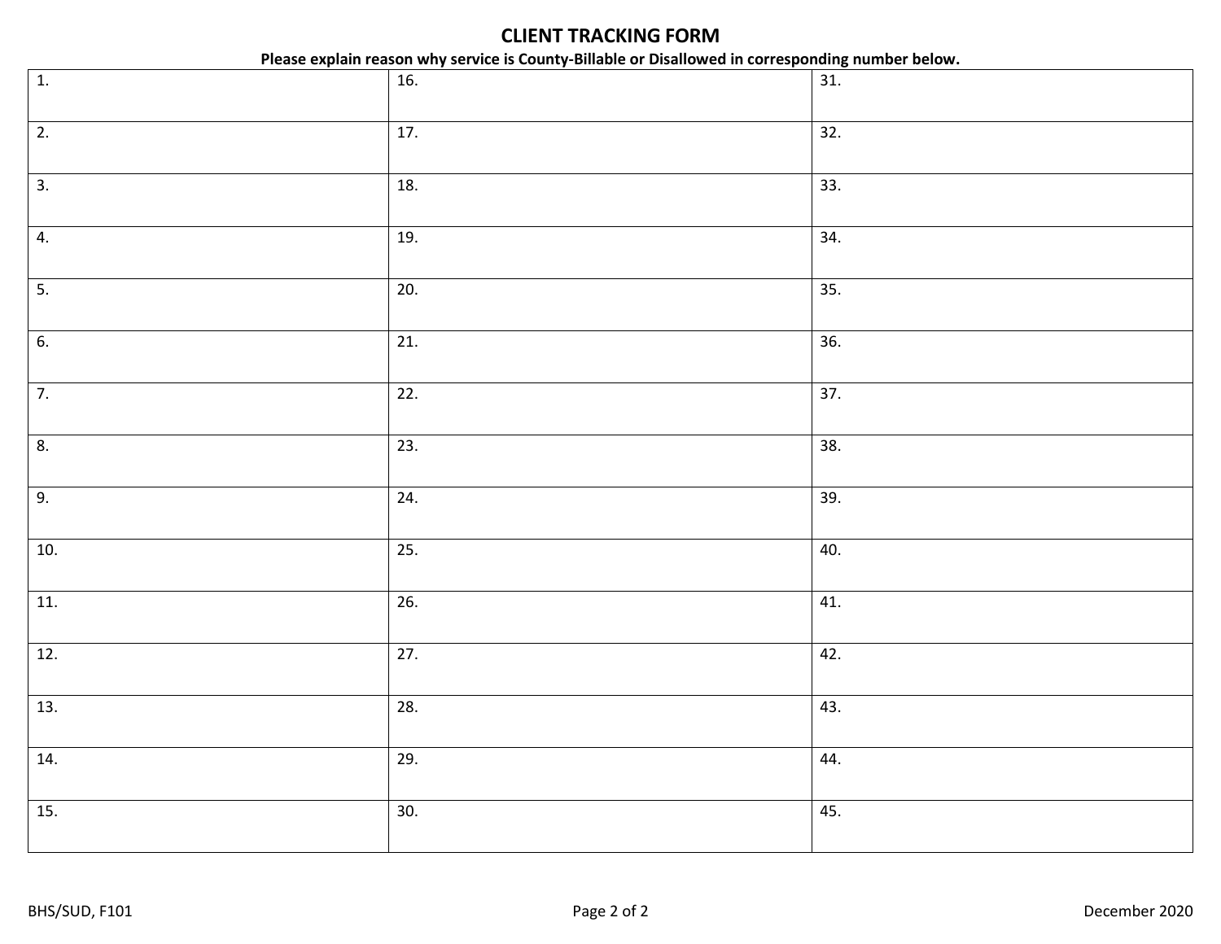## CLIENT TRACKING FORM

**Please explain reason why service is County-Billable or Disallowed in corresponding number below.**

| | | |
|---|---|---|
| 1. | 16. | 31. |
| 2. | 17. | 32. |
| 3. | 18. | 33. |
| 4. | 19. | 34. |
| 5. | 20. | 35. |
| 6. | 21. | 36. |
| 7. | 22. | 37. |
| 8. | 23. | 38. |
| 9. | 24. | 39. |
| 10. | 25. | 40. |
| 11. | 26. | 41. |
| 12. | 27. | 42. |
| 13. | 28. | 43. |
| 14. | 29. | 44. |
| 15. | 30. | 45. |

BHS/SUD, F101

December 2020